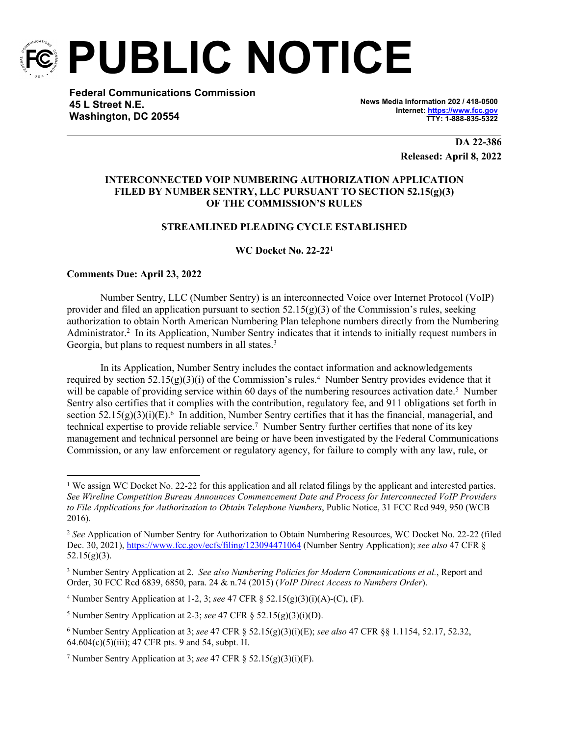# PUBLIC NOTICE

**Federal Communications Commission**
**45 L Street N.E.**
**Washington, DC 20554**

**News Media Information 202 / 418-0500**
**Internet: https://www.fcc.gov**
**TTY: 1-888-835-5322**

**DA 22-386**
**Released: April 8, 2022**

**INTERCONNECTED VOIP NUMBERING AUTHORIZATION APPLICATION FILED BY NUMBER SENTRY, LLC PURSUANT TO SECTION 52.15(g)(3) OF THE COMMISSION'S RULES**

**STREAMLINED PLEADING CYCLE ESTABLISHED**

**WC Docket No. 22-22[1]**

**Comments Due: April 23, 2022**

Number Sentry, LLC (Number Sentry) is an interconnected Voice over Internet Protocol (VoIP) provider and filed an application pursuant to section 52.15(g)(3) of the Commission's rules, seeking authorization to obtain North American Numbering Plan telephone numbers directly from the Numbering Administrator.[2] In its Application, Number Sentry indicates that it intends to initially request numbers in Georgia, but plans to request numbers in all states.[3]

In its Application, Number Sentry includes the contact information and acknowledgements required by section 52.15(g)(3)(i) of the Commission's rules.[4] Number Sentry provides evidence that it will be capable of providing service within 60 days of the numbering resources activation date.[5] Number Sentry also certifies that it complies with the contribution, regulatory fee, and 911 obligations set forth in section 52.15(g)(3)(i)(E).[6] In addition, Number Sentry certifies that it has the financial, managerial, and technical expertise to provide reliable service.[7] Number Sentry further certifies that none of its key management and technical personnel are being or have been investigated by the Federal Communications Commission, or any law enforcement or regulatory agency, for failure to comply with any law, rule, or

---

[1] We assign WC Docket No. 22-22 for this application and all related filings by the applicant and interested parties. *See Wireline Competition Bureau Announces Commencement Date and Process for Interconnected VoIP Providers to File Applications for Authorization to Obtain Telephone Numbers*, Public Notice, 31 FCC Rcd 949, 950 (WCB 2016).

[2] *See* Application of Number Sentry for Authorization to Obtain Numbering Resources, WC Docket No. 22-22 (filed Dec. 30, 2021), https://www.fcc.gov/ecfs/filing/123094471064 (Number Sentry Application); *see also* 47 CFR § 52.15(g)(3).

[3] Number Sentry Application at 2. *See also Numbering Policies for Modern Communications et al.*, Report and Order, 30 FCC Rcd 6839, 6850, para. 24 & n.74 (2015) (*VoIP Direct Access to Numbers Order*).

[4] Number Sentry Application at 1-2, 3; *see* 47 CFR § 52.15(g)(3)(i)(A)-(C), (F).

[5] Number Sentry Application at 2-3; *see* 47 CFR § 52.15(g)(3)(i)(D).

[6] Number Sentry Application at 3; *see* 47 CFR § 52.15(g)(3)(i)(E); *see also* 47 CFR §§ 1.1154, 52.17, 52.32, 64.604(c)(5)(iii); 47 CFR pts. 9 and 54, subpt. H.

[7] Number Sentry Application at 3; *see* 47 CFR § 52.15(g)(3)(i)(F).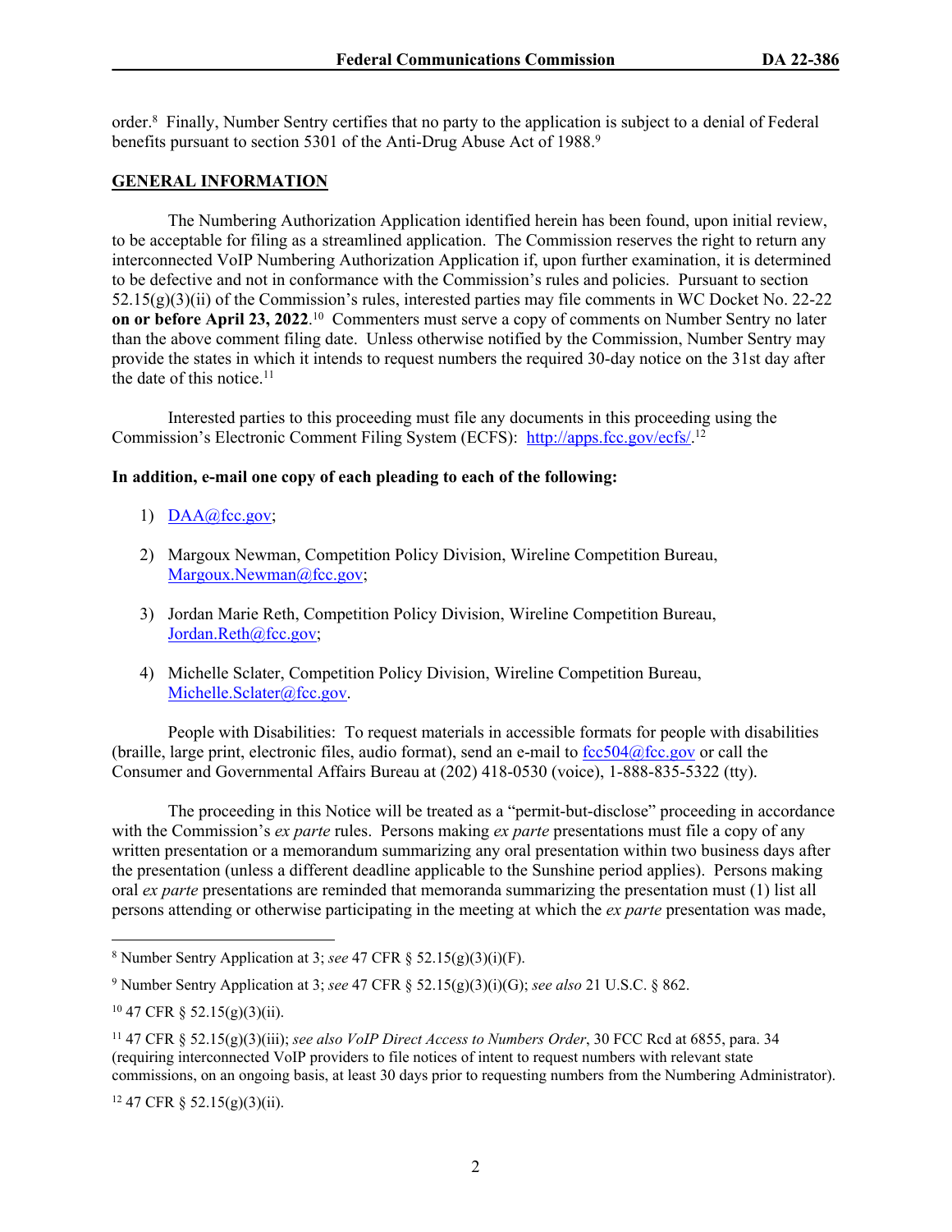order.[8] Finally, Number Sentry certifies that no party to the application is subject to a denial of Federal benefits pursuant to section 5301 of the Anti-Drug Abuse Act of 1988.[9]

**GENERAL INFORMATION**

The Numbering Authorization Application identified herein has been found, upon initial review, to be acceptable for filing as a streamlined application. The Commission reserves the right to return any interconnected VoIP Numbering Authorization Application if, upon further examination, it is determined to be defective and not in conformance with the Commission's rules and policies. Pursuant to section 52.15(g)(3)(ii) of the Commission's rules, interested parties may file comments in WC Docket No. 22-22 **on or before April 23, 2022**.[10] Commenters must serve a copy of comments on Number Sentry no later than the above comment filing date. Unless otherwise notified by the Commission, Number Sentry may provide the states in which it intends to request numbers the required 30-day notice on the 31st day after the date of this notice.[11]

Interested parties to this proceeding must file any documents in this proceeding using the Commission's Electronic Comment Filing System (ECFS): http://apps.fcc.gov/ecfs/.[12]

**In addition, e-mail one copy of each pleading to each of the following:**

1) DAA@fcc.gov;

2) Margoux Newman, Competition Policy Division, Wireline Competition Bureau, Margoux.Newman@fcc.gov;

3) Jordan Marie Reth, Competition Policy Division, Wireline Competition Bureau, Jordan.Reth@fcc.gov;

4) Michelle Sclater, Competition Policy Division, Wireline Competition Bureau, Michelle.Sclater@fcc.gov.

People with Disabilities: To request materials in accessible formats for people with disabilities (braille, large print, electronic files, audio format), send an e-mail to fcc504@fcc.gov or call the Consumer and Governmental Affairs Bureau at (202) 418-0530 (voice), 1-888-835-5322 (tty).

The proceeding in this Notice will be treated as a "permit-but-disclose" proceeding in accordance with the Commission's *ex parte* rules. Persons making *ex parte* presentations must file a copy of any written presentation or a memorandum summarizing any oral presentation within two business days after the presentation (unless a different deadline applicable to the Sunshine period applies). Persons making oral *ex parte* presentations are reminded that memoranda summarizing the presentation must (1) list all persons attending or otherwise participating in the meeting at which the *ex parte* presentation was made,

---

[8] Number Sentry Application at 3; *see* 47 CFR § 52.15(g)(3)(i)(F).

[9] Number Sentry Application at 3; *see* 47 CFR § 52.15(g)(3)(i)(G); *see also* 21 U.S.C. § 862.

[10] 47 CFR § 52.15(g)(3)(ii).

[11] 47 CFR § 52.15(g)(3)(iii); *see also VoIP Direct Access to Numbers Order*, 30 FCC Rcd at 6855, para. 34 (requiring interconnected VoIP providers to file notices of intent to request numbers with relevant state commissions, on an ongoing basis, at least 30 days prior to requesting numbers from the Numbering Administrator).

[12] 47 CFR § 52.15(g)(3)(ii).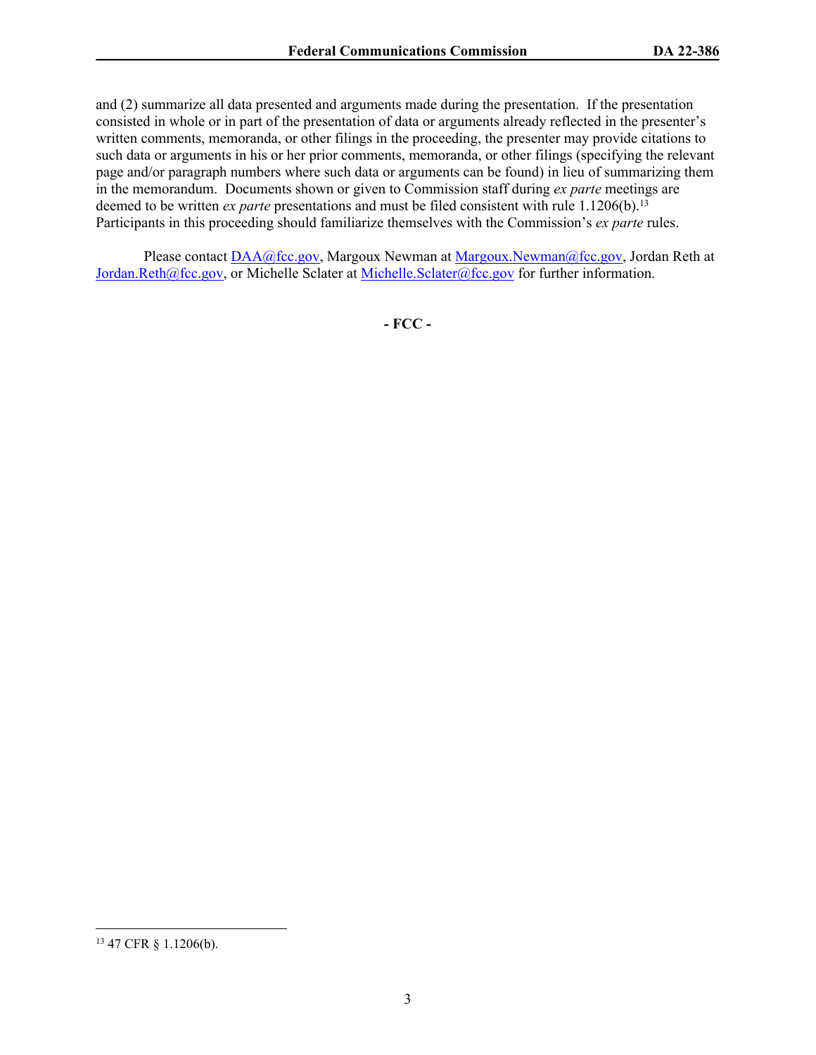and (2) summarize all data presented and arguments made during the presentation. If the presentation consisted in whole or in part of the presentation of data or arguments already reflected in the presenter's written comments, memoranda, or other filings in the proceeding, the presenter may provide citations to such data or arguments in his or her prior comments, memoranda, or other filings (specifying the relevant page and/or paragraph numbers where such data or arguments can be found) in lieu of summarizing them in the memorandum. Documents shown or given to Commission staff during *ex parte* meetings are deemed to be written *ex parte* presentations and must be filed consistent with rule 1.1206(b).[13] Participants in this proceeding should familiarize themselves with the Commission's *ex parte* rules.

Please contact DAA@fcc.gov, Margoux Newman at Margoux.Newman@fcc.gov, Jordan Reth at Jordan.Reth@fcc.gov, or Michelle Sclater at Michelle.Sclater@fcc.gov for further information.

**- FCC -**

---

[13] 47 CFR § 1.1206(b).